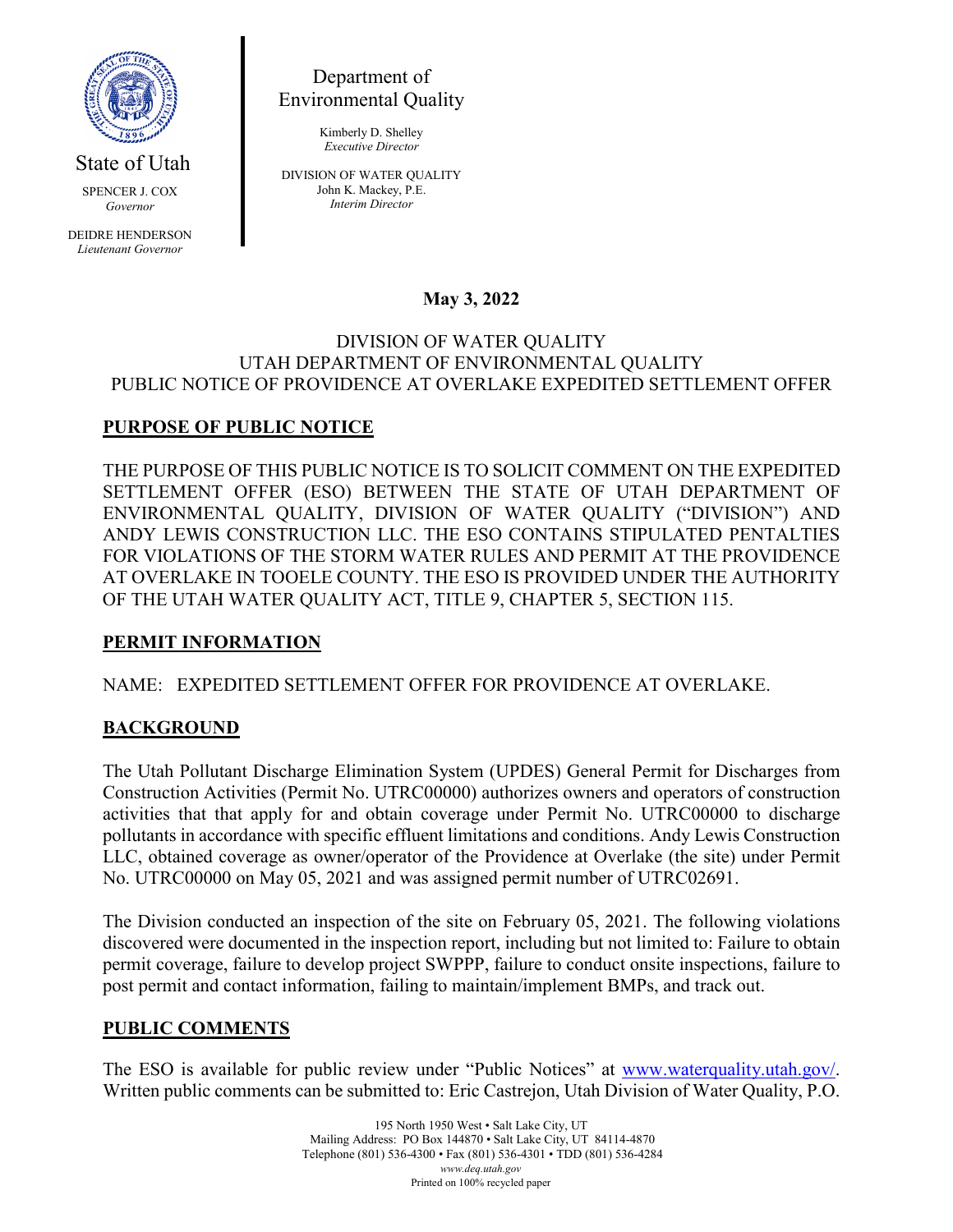State of Utah

SPENCER J. COX
*Governor*

DEIDRE HENDERSON
*Lieutenant Governor*

Department of
Environmental Quality

Kimberly D. Shelley
*Executive Director*

DIVISION OF WATER QUALITY
John K. Mackey, P.E.
*Interim Director*

**May 3, 2022**

DIVISION OF WATER QUALITY
UTAH DEPARTMENT OF ENVIRONMENTAL QUALITY
PUBLIC NOTICE OF PROVIDENCE AT OVERLAKE EXPEDITED SETTLEMENT OFFER

## PURPOSE OF PUBLIC NOTICE

THE PURPOSE OF THIS PUBLIC NOTICE IS TO SOLICIT COMMENT ON THE EXPEDITED SETTLEMENT OFFER (ESO) BETWEEN THE STATE OF UTAH DEPARTMENT OF ENVIRONMENTAL QUALITY, DIVISION OF WATER QUALITY ("DIVISION") AND ANDY LEWIS CONSTRUCTION LLC. THE ESO CONTAINS STIPULATED PENTALTIES FOR VIOLATIONS OF THE STORM WATER RULES AND PERMIT AT THE PROVIDENCE AT OVERLAKE IN TOOELE COUNTY. THE ESO IS PROVIDED UNDER THE AUTHORITY OF THE UTAH WATER QUALITY ACT, TITLE 9, CHAPTER 5, SECTION 115.

## PERMIT INFORMATION

NAME: EXPEDITED SETTLEMENT OFFER FOR PROVIDENCE AT OVERLAKE.

## BACKGROUND

The Utah Pollutant Discharge Elimination System (UPDES) General Permit for Discharges from Construction Activities (Permit No. UTRC00000) authorizes owners and operators of construction activities that that apply for and obtain coverage under Permit No. UTRC00000 to discharge pollutants in accordance with specific effluent limitations and conditions. Andy Lewis Construction LLC, obtained coverage as owner/operator of the Providence at Overlake (the site) under Permit No. UTRC00000 on May 05, 2021 and was assigned permit number of UTRC02691.

The Division conducted an inspection of the site on February 05, 2021. The following violations discovered were documented in the inspection report, including but not limited to: Failure to obtain permit coverage, failure to develop project SWPPP, failure to conduct onsite inspections, failure to post permit and contact information, failing to maintain/implement BMPs, and track out.

## PUBLIC COMMENTS

The ESO is available for public review under "Public Notices" at www.waterquality.utah.gov/. Written public comments can be submitted to: Eric Castrejon, Utah Division of Water Quality, P.O.

195 North 1950 West • Salt Lake City, UT
Mailing Address: PO Box 144870 • Salt Lake City, UT 84114-4870
Telephone (801) 536-4300 • Fax (801) 536-4301 • TDD (801) 536-4284
*www.deq.utah.gov*
Printed on 100% recycled paper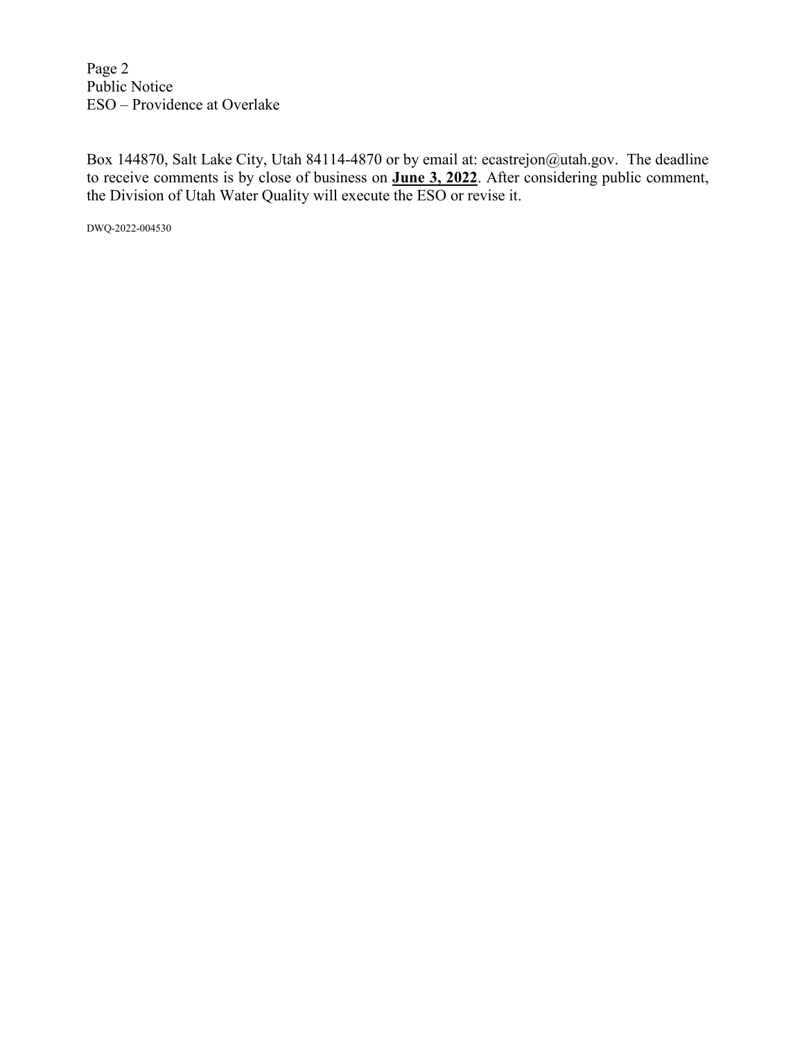Box 144870, Salt Lake City, Utah 84114-4870 or by email at: ecastrejon@utah.gov. The deadline to receive comments is by close of business on **June 3, 2022**. After considering public comment, the Division of Utah Water Quality will execute the ESO or revise it.

DWQ-2022-004530